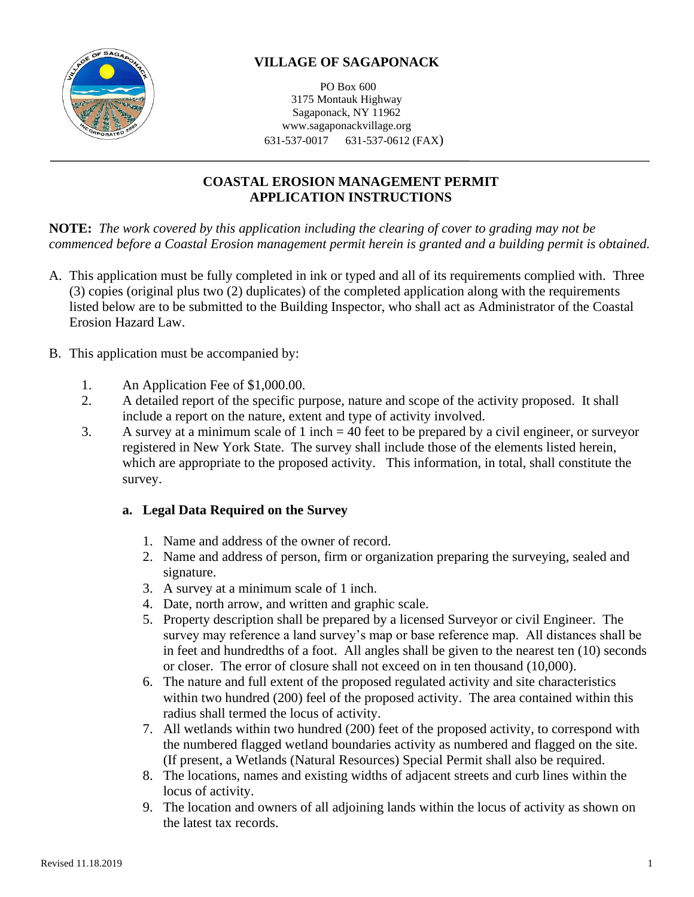# VILLAGE OF SAGAPONACK

PO Box 600
3175 Montauk Highway
Sagaponack, NY 11962
www.sagaponackvillage.org
631-537-0017     631-537-0612 (FAX)

---

## COASTAL EROSION MANAGEMENT PERMIT
## APPLICATION INSTRUCTIONS

**NOTE:** *The work covered by this application including the clearing of cover to grading may not be commenced before a Coastal Erosion management permit herein is granted and a building permit is obtained.*

A. This application must be fully completed in ink or typed and all of its requirements complied with. Three (3) copies (original plus two (2) duplicates) of the completed application along with the requirements listed below are to be submitted to the Building Inspector, who shall act as Administrator of the Coastal Erosion Hazard Law.

B. This application must be accompanied by:

1. An Application Fee of $1,000.00.
2. A detailed report of the specific purpose, nature and scope of the activity proposed. It shall include a report on the nature, extent and type of activity involved.
3. A survey at a minimum scale of 1 inch = 40 feet to be prepared by a civil engineer, or surveyor registered in New York State. The survey shall include those of the elements listed herein, which are appropriate to the proposed activity. This information, in total, shall constitute the survey.

   **a. Legal Data Required on the Survey**

   1. Name and address of the owner of record.
   2. Name and address of person, firm or organization preparing the surveying, sealed and signature.
   3. A survey at a minimum scale of 1 inch.
   4. Date, north arrow, and written and graphic scale.
   5. Property description shall be prepared by a licensed Surveyor or civil Engineer. The survey may reference a land survey's map or base reference map. All distances shall be in feet and hundredths of a foot. All angles shall be given to the nearest ten (10) seconds or closer. The error of closure shall not exceed on in ten thousand (10,000).
   6. The nature and full extent of the proposed regulated activity and site characteristics within two hundred (200) feel of the proposed activity. The area contained within this radius shall termed the locus of activity.
   7. All wetlands within two hundred (200) feet of the proposed activity, to correspond with the numbered flagged wetland boundaries activity as numbered and flagged on the site. (If present, a Wetlands (Natural Resources) Special Permit shall also be required.
   8. The locations, names and existing widths of adjacent streets and curb lines within the locus of activity.
   9. The location and owners of all adjoining lands within the locus of activity as shown on the latest tax records.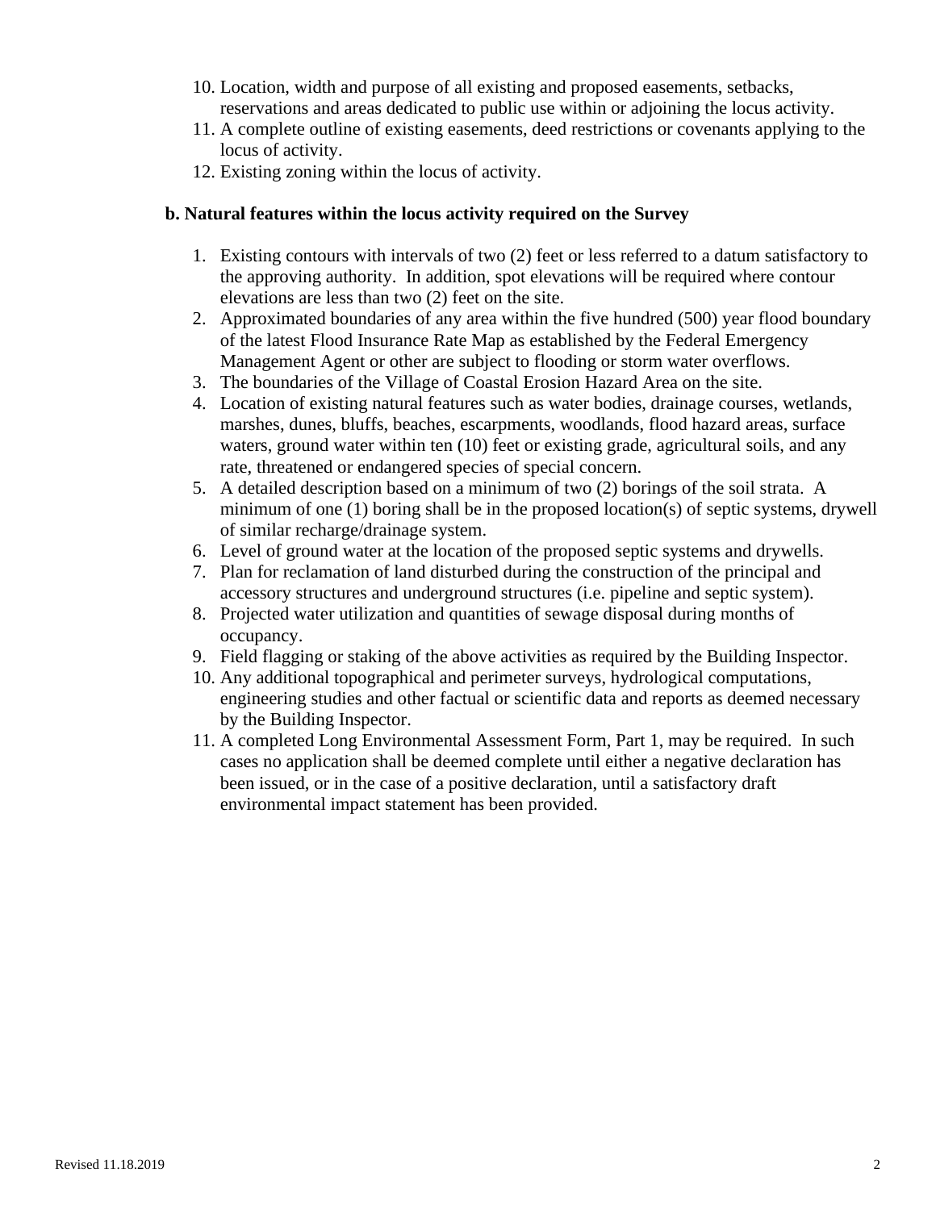10. Location, width and purpose of all existing and proposed easements, setbacks, reservations and areas dedicated to public use within or adjoining the locus activity.
11. A complete outline of existing easements, deed restrictions or covenants applying to the locus of activity.
12. Existing zoning within the locus of activity.

**b. Natural features within the locus activity required on the Survey**

1. Existing contours with intervals of two (2) feet or less referred to a datum satisfactory to the approving authority. In addition, spot elevations will be required where contour elevations are less than two (2) feet on the site.
2. Approximated boundaries of any area within the five hundred (500) year flood boundary of the latest Flood Insurance Rate Map as established by the Federal Emergency Management Agent or other are subject to flooding or storm water overflows.
3. The boundaries of the Village of Coastal Erosion Hazard Area on the site.
4. Location of existing natural features such as water bodies, drainage courses, wetlands, marshes, dunes, bluffs, beaches, escarpments, woodlands, flood hazard areas, surface waters, ground water within ten (10) feet or existing grade, agricultural soils, and any rate, threatened or endangered species of special concern.
5. A detailed description based on a minimum of two (2) borings of the soil strata. A minimum of one (1) boring shall be in the proposed location(s) of septic systems, drywell of similar recharge/drainage system.
6. Level of ground water at the location of the proposed septic systems and drywells.
7. Plan for reclamation of land disturbed during the construction of the principal and accessory structures and underground structures (i.e. pipeline and septic system).
8. Projected water utilization and quantities of sewage disposal during months of occupancy.
9. Field flagging or staking of the above activities as required by the Building Inspector.
10. Any additional topographical and perimeter surveys, hydrological computations, engineering studies and other factual or scientific data and reports as deemed necessary by the Building Inspector.
11. A completed Long Environmental Assessment Form, Part 1, may be required. In such cases no application shall be deemed complete until either a negative declaration has been issued, or in the case of a positive declaration, until a satisfactory draft environmental impact statement has been provided.

Revised 11.18.2019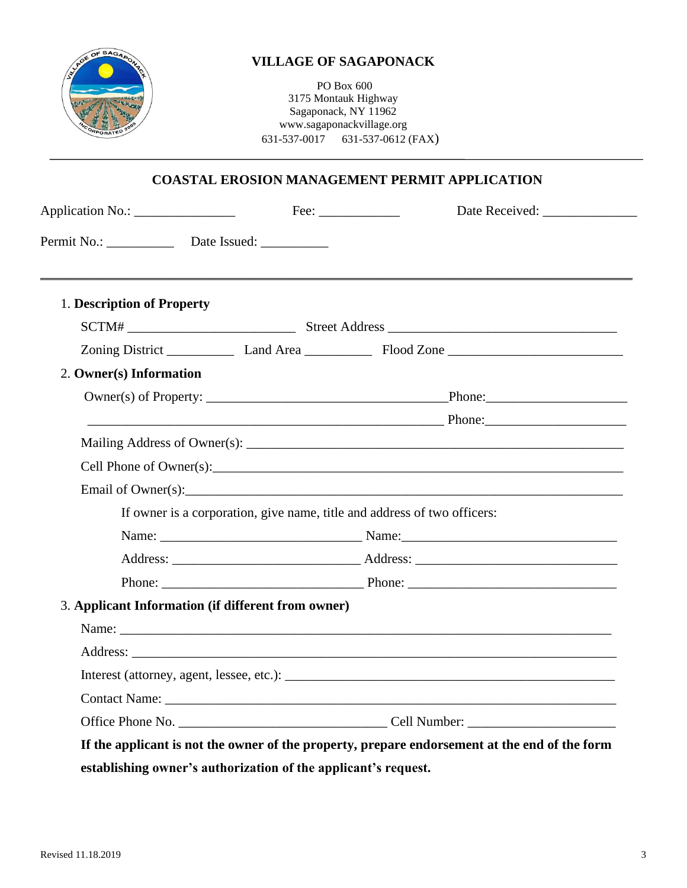**VILLAGE OF SAGAPONACK**

PO Box 600
3175 Montauk Highway
Sagaponack, NY 11962
www.sagaponackvillage.org
631-537-0017 631-537-0612 (FAX)

---

## COASTAL EROSION MANAGEMENT PERMIT APPLICATION

Application No.: _______________ Fee: ____________ Date Received: ______________

Permit No.: __________ Date Issued: __________

---

1. **Description of Property**

   SCTM# ________________________ Street Address _________________________________

   Zoning District __________ Land Area __________ Flood Zone _________________________

2. **Owner(s) Information**

   Owner(s) of Property: __________________________________Phone:____________________

   ____________________________________________________ Phone:____________________

   Mailing Address of Owner(s): ________________________________________________________

   Cell Phone of Owner(s):_____________________________________________________________

   Email of Owner(s):_________________________________________________________________

   If owner is a corporation, give name, title and address of two officers:

   Name: _____________________________ Name:______________________________

   Address: ___________________________ Address: ____________________________

   Phone: _____________________________ Phone: ______________________________

3. **Applicant Information (if different from owner)**

   Name: _____________________________________________________________________

   Address: ___________________________________________________________________

   Interest (attorney, agent, lessee, etc.): _________________________________________________

   Contact Name: ______________________________________________________________

   Office Phone No. ______________________________ Cell Number: _____________________

   **If the applicant is not the owner of the property, prepare endorsement at the end of the form establishing owner's authorization of the applicant's request.**

Revised 11.18.2019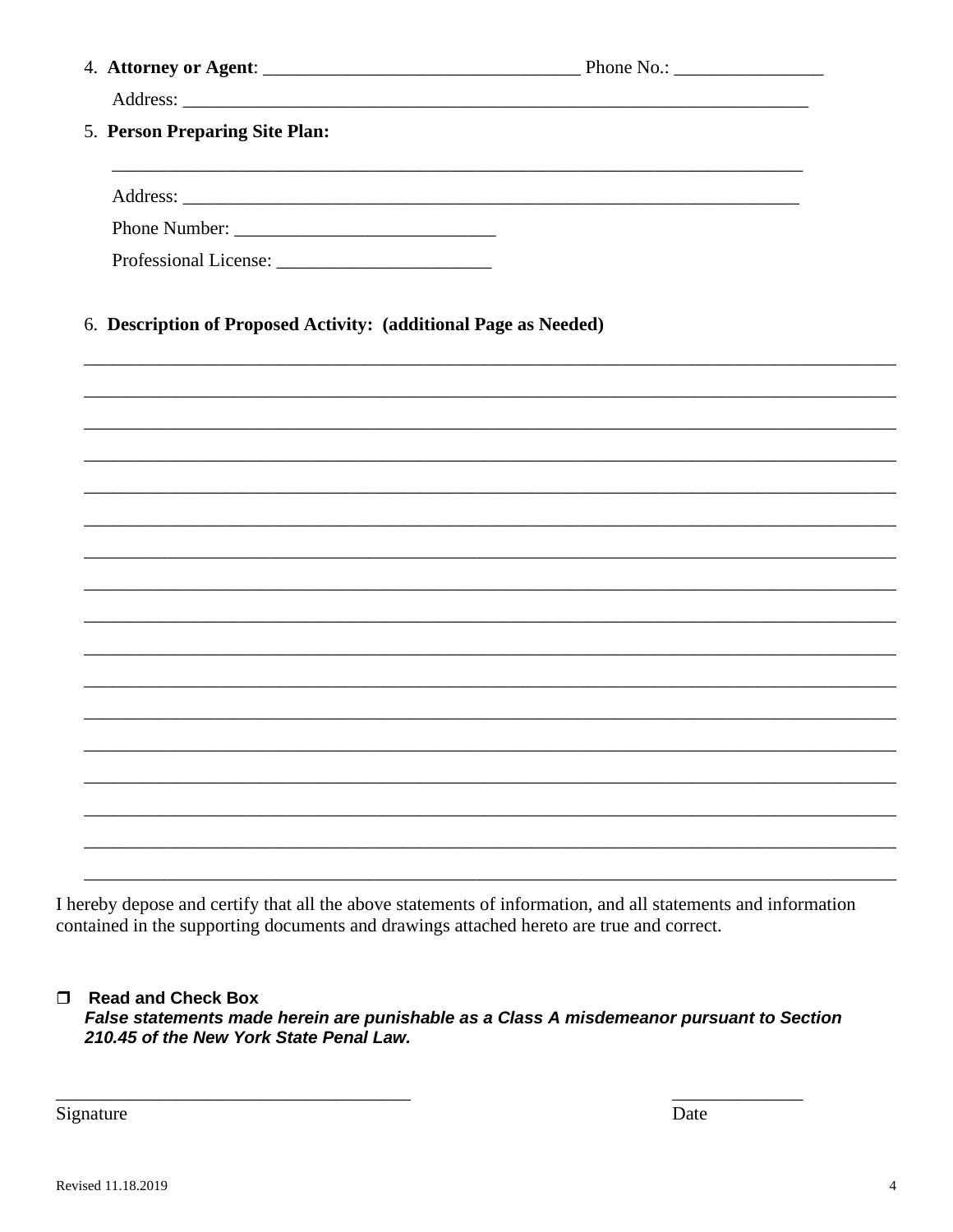4. **Attorney or Agent**: _________________________________ Phone No.: ________________

   Address: _______________________________________________________________________

5. **Person Preparing Site Plan:**

   ___________________________________________________________________________

   Address: _______________________________________________________________________

   Phone Number: ____________________________

   Professional License: _______________________

6. **Description of Proposed Activity: (additional Page as Needed)**

_____________________________________________________________________________________

_____________________________________________________________________________________

_____________________________________________________________________________________

_____________________________________________________________________________________

_____________________________________________________________________________________

_____________________________________________________________________________________

_____________________________________________________________________________________

_____________________________________________________________________________________

_____________________________________________________________________________________

_____________________________________________________________________________________

_____________________________________________________________________________________

_____________________________________________________________________________________

_____________________________________________________________________________________

_____________________________________________________________________________________

_____________________________________________________________________________________

_____________________________________________________________________________________

_____________________________________________________________________________________

I hereby depose and certify that all the above statements of information, and all statements and information contained in the supporting documents and drawings attached hereto are true and correct.

☐ **Read and Check Box**
***False statements made herein are punishable as a Class A misdemeanor pursuant to Section 210.45 of the New York State Penal Law.***

_____________________________________ ______________

Signature Date

Revised 11.18.2019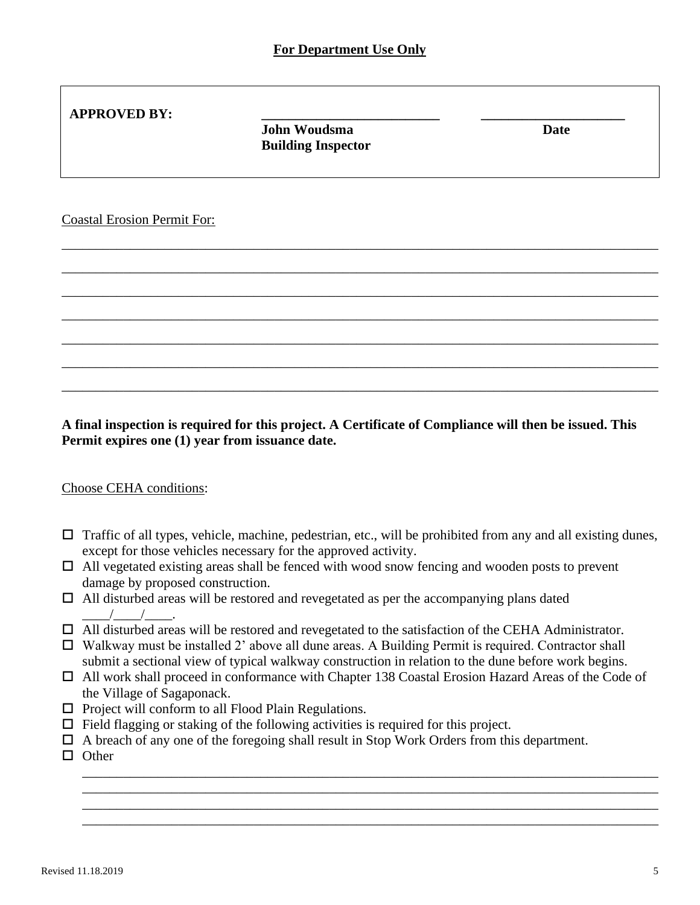**For Department Use Only**

| | | |
|---|---|---|
| **APPROVED BY:** | ___________________________ **John Woudsma** **Building Inspector** | _____________________ **Date** |

Coastal Erosion Permit For:

_____________________________________________________________________________________

_____________________________________________________________________________________

_____________________________________________________________________________________

_____________________________________________________________________________________

_____________________________________________________________________________________

_____________________________________________________________________________________

_____________________________________________________________________________________

**A final inspection is required for this project. A Certificate of Compliance will then be issued. This Permit expires one (1) year from issuance date.**

Choose CEHA conditions:

- ☐ Traffic of all types, vehicle, machine, pedestrian, etc., will be prohibited from any and all existing dunes, except for those vehicles necessary for the approved activity.
- ☐ All vegetated existing areas shall be fenced with wood snow fencing and wooden posts to prevent damage by proposed construction.
- ☐ All disturbed areas will be restored and revegetated as per the accompanying plans dated ____/____/____.
- ☐ All disturbed areas will be restored and revegetated to the satisfaction of the CEHA Administrator.
- ☐ Walkway must be installed 2' above all dune areas. A Building Permit is required. Contractor shall submit a sectional view of typical walkway construction in relation to the dune before work begins.
- ☐ All work shall proceed in conformance with Chapter 138 Coastal Erosion Hazard Areas of the Code of the Village of Sagaponack.
- ☐ Project will conform to all Flood Plain Regulations.
- ☐ Field flagging or staking of the following activities is required for this project.
- ☐ A breach of any one of the foregoing shall result in Stop Work Orders from this department.
- ☐ Other

  _________________________________________________________________________________

  _________________________________________________________________________________

  _________________________________________________________________________________

  _________________________________________________________________________________

Revised 11.18.2019